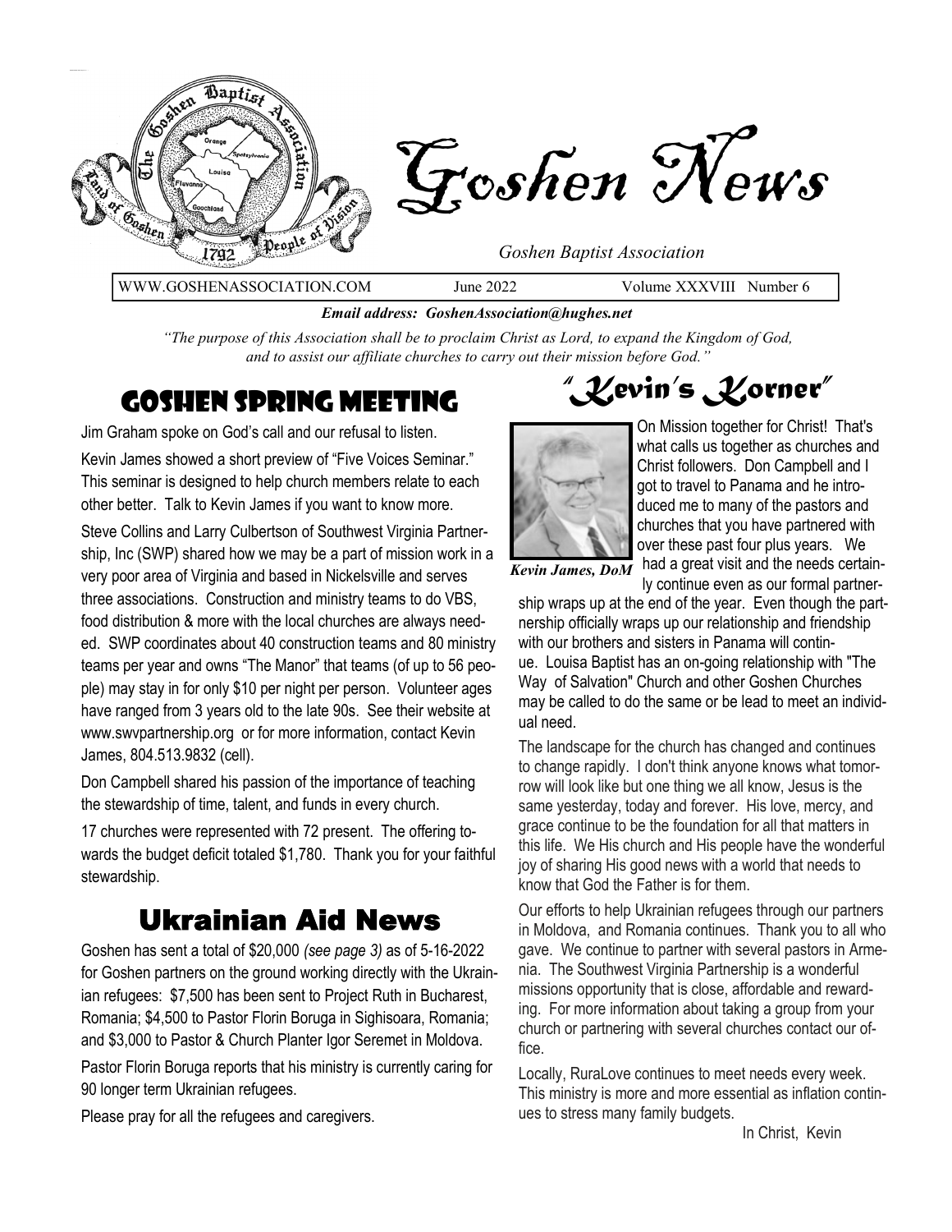# Goshen News

*Goshen Baptist Association*

WWW.GOSHENASSOCIATION.COM | June 2022 | Volume XXXVIII Number 6

***Email address: GoshenAssociation@hughes.net***

*"The purpose of this Association shall be to proclaim Christ as Lord, to expand the Kingdom of God, and to assist our affiliate churches to carry out their mission before God."*

## Goshen Spring Meeting

Jim Graham spoke on God's call and our refusal to listen.

Kevin James showed a short preview of "Five Voices Seminar." This seminar is designed to help church members relate to each other better. Talk to Kevin James if you want to know more.

Steve Collins and Larry Culbertson of Southwest Virginia Partnership, Inc (SWP) shared how we may be a part of mission work in a very poor area of Virginia and based in Nickelsville and serves three associations. Construction and ministry teams to do VBS, food distribution & more with the local churches are always needed. SWP coordinates about 40 construction teams and 80 ministry teams per year and owns "The Manor" that teams (of up to 56 people) may stay in for only $10 per night per person. Volunteer ages have ranged from 3 years old to the late 90s. See their website at www.swvpartnership.org or for more information, contact Kevin James, 804.513.9832 (cell).

Don Campbell shared his passion of the importance of teaching the stewardship of time, talent, and funds in every church.

17 churches were represented with 72 present. The offering towards the budget deficit totaled $1,780. Thank you for your faithful stewardship.

## Ukrainian Aid News

Goshen has sent a total of $20,000 *(see page 3)* as of 5-16-2022 for Goshen partners on the ground working directly with the Ukrainian refugees: $7,500 has been sent to Project Ruth in Bucharest, Romania; $4,500 to Pastor Florin Boruga in Sighisoara, Romania; and $3,000 to Pastor & Church Planter Igor Seremet in Moldova.

Pastor Florin Boruga reports that his ministry is currently caring for 90 longer term Ukrainian refugees.

Please pray for all the refugees and caregivers.

## "Kevin's Korner"

***Kevin James, DoM***

On Mission together for Christ! That's what calls us together as churches and Christ followers. Don Campbell and I got to travel to Panama and he introduced me to many of the pastors and churches that you have partnered with over these past four plus years. We had a great visit and the needs certainly continue even as our formal partnership wraps up at the end of the year. Even though the partnership officially wraps up our relationship and friendship with our brothers and sisters in Panama will continue. Louisa Baptist has an on-going relationship with "The Way of Salvation" Church and other Goshen Churches may be called to do the same or be lead to meet an individual need.

The landscape for the church has changed and continues to change rapidly. I don't think anyone knows what tomorrow will look like but one thing we all know, Jesus is the same yesterday, today and forever. His love, mercy, and grace continue to be the foundation for all that matters in this life. We His church and His people have the wonderful joy of sharing His good news with a world that needs to know that God the Father is for them.

Our efforts to help Ukrainian refugees through our partners in Moldova, and Romania continues. Thank you to all who gave. We continue to partner with several pastors in Armenia. The Southwest Virginia Partnership is a wonderful missions opportunity that is close, affordable and rewarding. For more information about taking a group from your church or partnering with several churches contact our office.

Locally, RuraLove continues to meet needs every week. This ministry is more and more essential as inflation continues to stress many family budgets.

In Christ, Kevin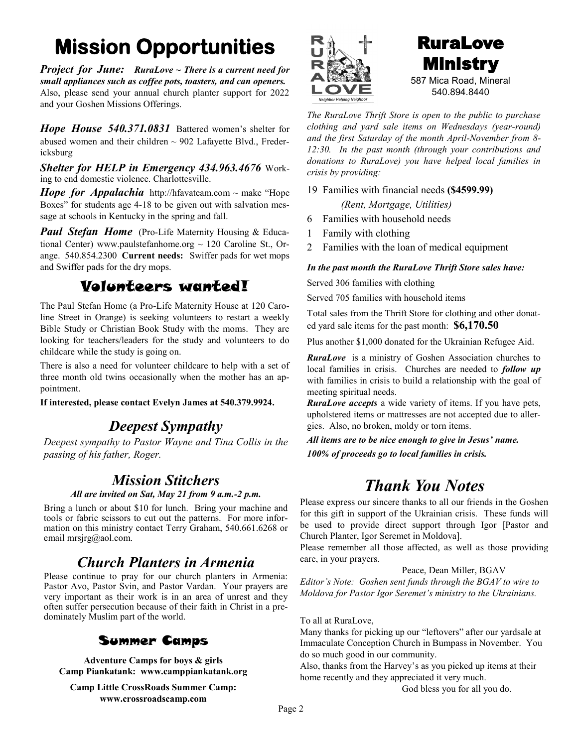# Mission Opportunities

***Project for June:*** ***RuraLove ~ There is a current need for small appliances such as coffee pots, toasters, and can openers.*** Also, please send your annual church planter support for 2022 and your Goshen Missions Offerings.

***Hope House 540.371.0831*** Battered women's shelter for abused women and their children ~ 902 Lafayette Blvd., Fredericksburg

***Shelter for HELP in Emergency 434.963.4676*** Working to end domestic violence. Charlottesville.

***Hope for Appalachia*** http://hfavateam.com ~ make "Hope Boxes" for students age 4-18 to be given out with salvation message at schools in Kentucky in the spring and fall.

***Paul Stefan Home*** (Pro-Life Maternity Housing & Educational Center) www.paulstefanhome.org ~ 120 Caroline St., Orange. 540.854.2300 **Current needs:** Swiffer pads for wet mops and Swiffer pads for the dry mops.

## Volunteers wanted!

The Paul Stefan Home (a Pro-Life Maternity House at 120 Caroline Street in Orange) is seeking volunteers to restart a weekly Bible Study or Christian Book Study with the moms. They are looking for teachers/leaders for the study and volunteers to do childcare while the study is going on.

There is also a need for volunteer childcare to help with a set of three month old twins occasionally when the mother has an appointment.

**If interested, please contact Evelyn James at 540.379.9924.**

## *Deepest Sympathy*

*Deepest sympathy to Pastor Wayne and Tina Collis in the passing of his father, Roger.*

## *Mission Stitchers*

***All are invited on Sat, May 21 from 9 a.m.-2 p.m.***

Bring a lunch or about $10 for lunch. Bring your machine and tools or fabric scissors to cut out the patterns. For more information on this ministry contact Terry Graham, 540.661.6268 or email mrsjrg@aol.com.

## *Church Planters in Armenia*

Please continue to pray for our church planters in Armenia: Pastor Avo, Pastor Svin, and Pastor Vardan. Your prayers are very important as their work is in an area of unrest and they often suffer persecution because of their faith in Christ in a predominately Muslim part of the world.

## Summer Camps

**Adventure Camps for boys & girls**
**Camp Piankatank: www.camppiankatank.org**

**Camp Little CrossRoads Summer Camp: www.crossroadscamp.com**

# RuraLove Ministry

587 Mica Road, Mineral
540.894.8440

*The RuraLove Thrift Store is open to the public to purchase clothing and yard sale items on Wednesdays (year-round) and the first Saturday of the month April-November from 8-12:30. In the past month (through your contributions and donations to RuraLove) you have helped local families in crisis by providing:*

- 19 Families with financial needs **($4599.99)** *(Rent, Mortgage, Utilities)*
- 6 Families with household needs
- 1 Family with clothing
- 2 Families with the loan of medical equipment

***In the past month the RuraLove Thrift Store sales have:***

Served 306 families with clothing

Served 705 families with household items

Total sales from the Thrift Store for clothing and other donated yard sale items for the past month: **$6,170.50**

Plus another $1,000 donated for the Ukrainian Refugee Aid.

***RuraLove*** is a ministry of Goshen Association churches to local families in crisis. Churches are needed to ***follow up*** with families in crisis to build a relationship with the goal of meeting spiritual needs.

***RuraLove accepts*** a wide variety of items. If you have pets, upholstered items or mattresses are not accepted due to allergies. Also, no broken, moldy or torn items.

***All items are to be nice enough to give in Jesus' name.***

***100% of proceeds go to local families in crisis.***

## *Thank You Notes*

Please express our sincere thanks to all our friends in the Goshen for this gift in support of the Ukrainian crisis. These funds will be used to provide direct support through Igor [Pastor and Church Planter, Igor Seremet in Moldova].

Please remember all those affected, as well as those providing care, in your prayers.

Peace, Dean Miller, BGAV

*Editor's Note: Goshen sent funds through the BGAV to wire to Moldova for Pastor Igor Seremet's ministry to the Ukrainians.*

To all at RuraLove,

Many thanks for picking up our "leftovers" after our yardsale at Immaculate Conception Church in Bumpass in November. You do so much good in our community.

Also, thanks from the Harvey's as you picked up items at their home recently and they appreciated it very much.

God bless you for all you do.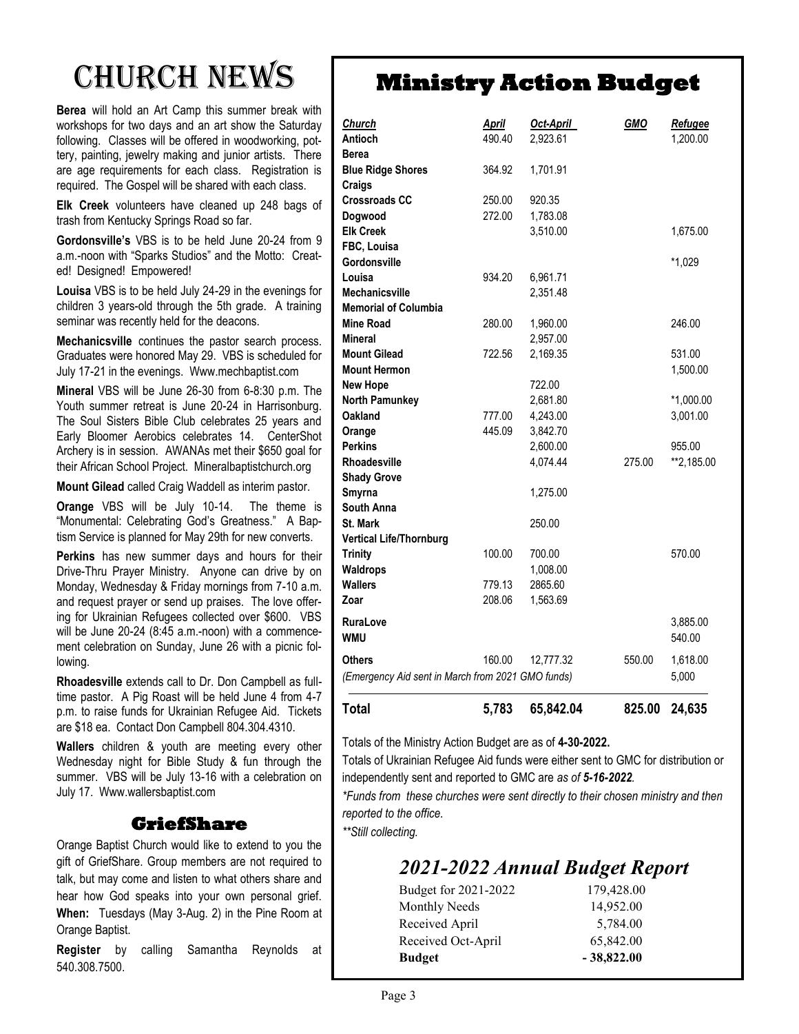# Church News

**Berea** will hold an Art Camp this summer break with workshops for two days and an art show the Saturday following. Classes will be offered in woodworking, pottery, painting, jewelry making and junior artists. There are age requirements for each class. Registration is required. The Gospel will be shared with each class.

**Elk Creek** volunteers have cleaned up 248 bags of trash from Kentucky Springs Road so far.

**Gordonsville's** VBS is to be held June 20-24 from 9 a.m.-noon with "Sparks Studios" and the Motto: Created! Designed! Empowered!

**Louisa** VBS is to be held July 24-29 in the evenings for children 3 years-old through the 5th grade. A training seminar was recently held for the deacons.

**Mechanicsville** continues the pastor search process. Graduates were honored May 29. VBS is scheduled for July 17-21 in the evenings. Www.mechbaptist.com

**Mineral** VBS will be June 26-30 from 6-8:30 p.m. The Youth summer retreat is June 20-24 in Harrisonburg. The Soul Sisters Bible Club celebrates 25 years and Early Bloomer Aerobics celebrates 14. CenterShot Archery is in session. AWANAs met their $650 goal for their African School Project. Mineralbaptistchurch.org

**Mount Gilead** called Craig Waddell as interim pastor.

**Orange** VBS will be July 10-14. The theme is "Monumental: Celebrating God's Greatness." A Baptism Service is planned for May 29th for new converts.

**Perkins** has new summer days and hours for their Drive-Thru Prayer Ministry. Anyone can drive by on Monday, Wednesday & Friday mornings from 7-10 a.m. and request prayer or send up praises. The love offering for Ukrainian Refugees collected over $600. VBS will be June 20-24 (8:45 a.m.-noon) with a commencement celebration on Sunday, June 26 with a picnic following.

**Rhoadesville** extends call to Dr. Don Campbell as full-time pastor. A Pig Roast will be held June 4 from 4-7 p.m. to raise funds for Ukrainian Refugee Aid. Tickets are $18 ea. Contact Don Campbell 804.304.4310.

**Wallers** children & youth are meeting every other Wednesday night for Bible Study & fun through the summer. VBS will be July 13-16 with a celebration on July 17. Www.wallersbaptist.com

## GriefShare

Orange Baptist Church would like to extend to you the gift of GriefShare. Group members are not required to talk, but may come and listen to what others share and hear how God speaks into your own personal grief.

**When:** Tuesdays (May 3-Aug. 2) in the Pine Room at Orange Baptist.

**Register** by calling Samantha Reynolds at 540.308.7500.

# Ministry Action Budget

| *Church* | *April* | *Oct-April* | *GMO* | *Refugee* |
|---|---|---|---|---|
| **Antioch** | 490.40 | 2,923.61 | | 1,200.00 |
| **Berea** | | | | |
| **Blue Ridge Shores** | 364.92 | 1,701.91 | | |
| **Craigs** | | | | |
| **Crossroads CC** | 250.00 | 920.35 | | |
| **Dogwood** | 272.00 | 1,783.08 | | |
| **Elk Creek** | | 3,510.00 | | 1,675.00 |
| **FBC, Louisa** | | | | |
| **Gordonsville** | | | | *1,029 |
| **Louisa** | 934.20 | 6,961.71 | | |
| **Mechanicsville** | | 2,351.48 | | |
| **Memorial of Columbia** | | | | |
| **Mine Road** | 280.00 | 1,960.00 | | 246.00 |
| **Mineral** | | 2,957.00 | | |
| **Mount Gilead** | 722.56 | 2,169.35 | | 531.00 |
| **Mount Hermon** | | | | 1,500.00 |
| **New Hope** | | 722.00 | | |
| **North Pamunkey** | | 2,681.80 | | *1,000.00 |
| **Oakland** | 777.00 | 4,243.00 | | 3,001.00 |
| **Orange** | 445.09 | 3,842.70 | | |
| **Perkins** | | 2,600.00 | | 955.00 |
| **Rhoadesville** | | 4,074.44 | 275.00 | **2,185.00 |
| **Shady Grove** | | | | |
| **Smyrna** | | 1,275.00 | | |
| **South Anna** | | | | |
| **St. Mark** | | 250.00 | | |
| **Vertical Life/Thornburg** | | | | |
| **Trinity** | 100.00 | 700.00 | | 570.00 |
| **Waldrops** | | 1,008.00 | | |
| **Wallers** | 779.13 | 2865.60 | | |
| **Zoar** | 208.06 | 1,563.69 | | |
| **RuraLove** | | | | 3,885.00 |
| **WMU** | | | | 540.00 |
| **Others** | 160.00 | 12,777.32 | 550.00 | 1,618.00 |
| *(Emergency Aid sent in March from 2021 GMO funds)* | | | | 5,000 |
| **Total** | **5,783** | **65,842.04** | **825.00** | **24,635** |

Totals of the Ministry Action Budget are as of **4-30-2022.**

Totals of Ukrainian Refugee Aid funds were either sent to GMC for distribution or independently sent and reported to GMC are *as of **5-16-2022**.*

*\*Funds from these churches were sent directly to their chosen ministry and then reported to the office.*

*\*\*Still collecting.*

## *2021-2022 Annual Budget Report*

| | |
|---|---|
| Budget for 2021-2022 | 179,428.00 |
| Monthly Needs | 14,952.00 |
| Received April | 5,784.00 |
| Received Oct-April | 65,842.00 |
| **Budget** | **- 38,822.00** |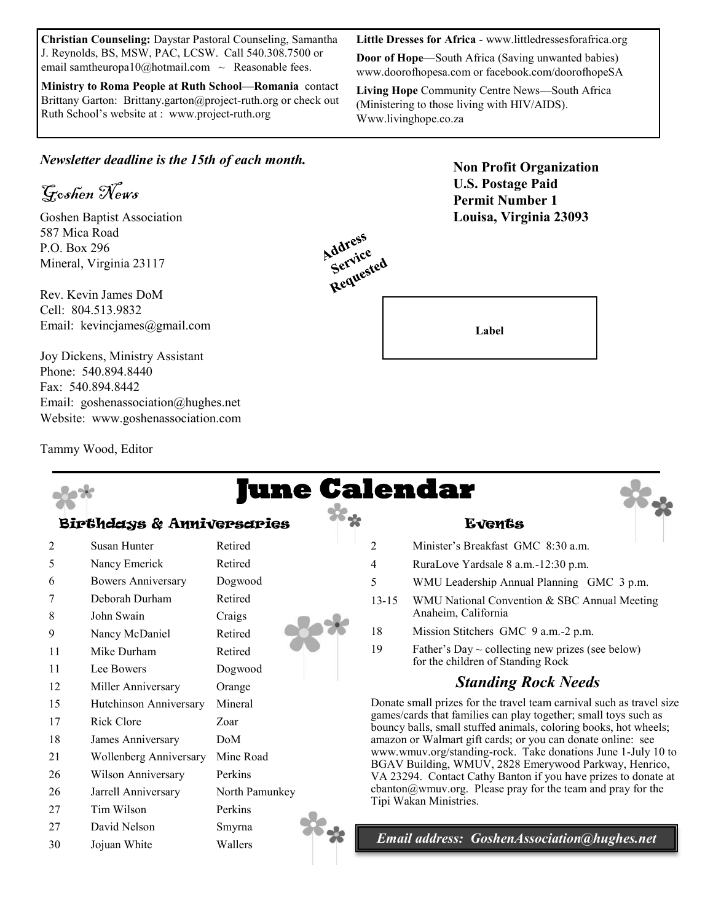**Christian Counseling:** Daystar Pastoral Counseling, Samantha J. Reynolds, BS, MSW, PAC, LCSW. Call 540.308.7500 or email samtheuropa10@hotmail.com ~ Reasonable fees.

**Ministry to Roma People at Ruth School—Romania** contact Brittany Garton: Brittany.garton@project-ruth.org or check out Ruth School's website at : www.project-ruth.org

**Little Dresses for Africa** - www.littledressesforafrica.org

**Door of Hope**—South Africa (Saving unwanted babies) www.doorofhopesa.com or facebook.com/doorofhopeSA

**Living Hope** Community Centre News—South Africa (Ministering to those living with HIV/AIDS). Www.livinghope.co.za

***Newsletter deadline is the 15th of each month.***

## Goshen News

Goshen Baptist Association
587 Mica Road
P.O. Box 296
Mineral, Virginia 23117

Rev. Kevin James DoM
Cell: 804.513.9832
Email: kevincjames@gmail.com

Joy Dickens, Ministry Assistant
Phone: 540.894.8440
Fax: 540.894.8442
Email: goshenassociation@hughes.net
Website: www.goshenassociation.com

Tammy Wood, Editor

**Non Profit Organization**
**U.S. Postage Paid**
**Permit Number 1**
**Louisa, Virginia 23093**

**Address Service Requested**

**Label**

# June Calendar

### Birthdays & Anniversaries

| | | |
|---|---|---|
| 2 | Susan Hunter | Retired |
| 5 | Nancy Emerick | Retired |
| 6 | Bowers Anniversary | Dogwood |
| 7 | Deborah Durham | Retired |
| 8 | John Swain | Craigs |
| 9 | Nancy McDaniel | Retired |
| 11 | Mike Durham | Retired |
| 11 | Lee Bowers | Dogwood |
| 12 | Miller Anniversary | Orange |
| 15 | Hutchinson Anniversary | Mineral |
| 17 | Rick Clore | Zoar |
| 18 | James Anniversary | DoM |
| 21 | Wollenberg Anniversary | Mine Road |
| 26 | Wilson Anniversary | Perkins |
| 26 | Jarrell Anniversary | North Pamunkey |
| 27 | Tim Wilson | Perkins |
| 27 | David Nelson | Smyrna |
| 30 | Jojuan White | Wallers |

### Events

| | |
|---|---|
| 2 | Minister's Breakfast GMC 8:30 a.m. |
| 4 | RuraLove Yardsale 8 a.m.-12:30 p.m. |
| 5 | WMU Leadership Annual Planning GMC 3 p.m. |
| 13-15 | WMU National Convention & SBC Annual Meeting Anaheim, California |
| 18 | Mission Stitchers GMC 9 a.m.-2 p.m. |
| 19 | Father's Day ~ collecting new prizes (see below) for the children of Standing Rock |

### *Standing Rock Needs*

Donate small prizes for the travel team carnival such as travel size games/cards that families can play together; small toys such as bouncy balls, small stuffed animals, coloring books, hot wheels; amazon or Walmart gift cards; or you can donate online: see www.wmuv.org/standing-rock. Take donations June 1-July 10 to BGAV Building, WMUV, 2828 Emerywood Parkway, Henrico, VA 23294. Contact Cathy Banton if you have prizes to donate at cbanton@wmuv.org. Please pray for the team and pray for the Tipi Wakan Ministries.

***Email address: GoshenAssociation@hughes.net***